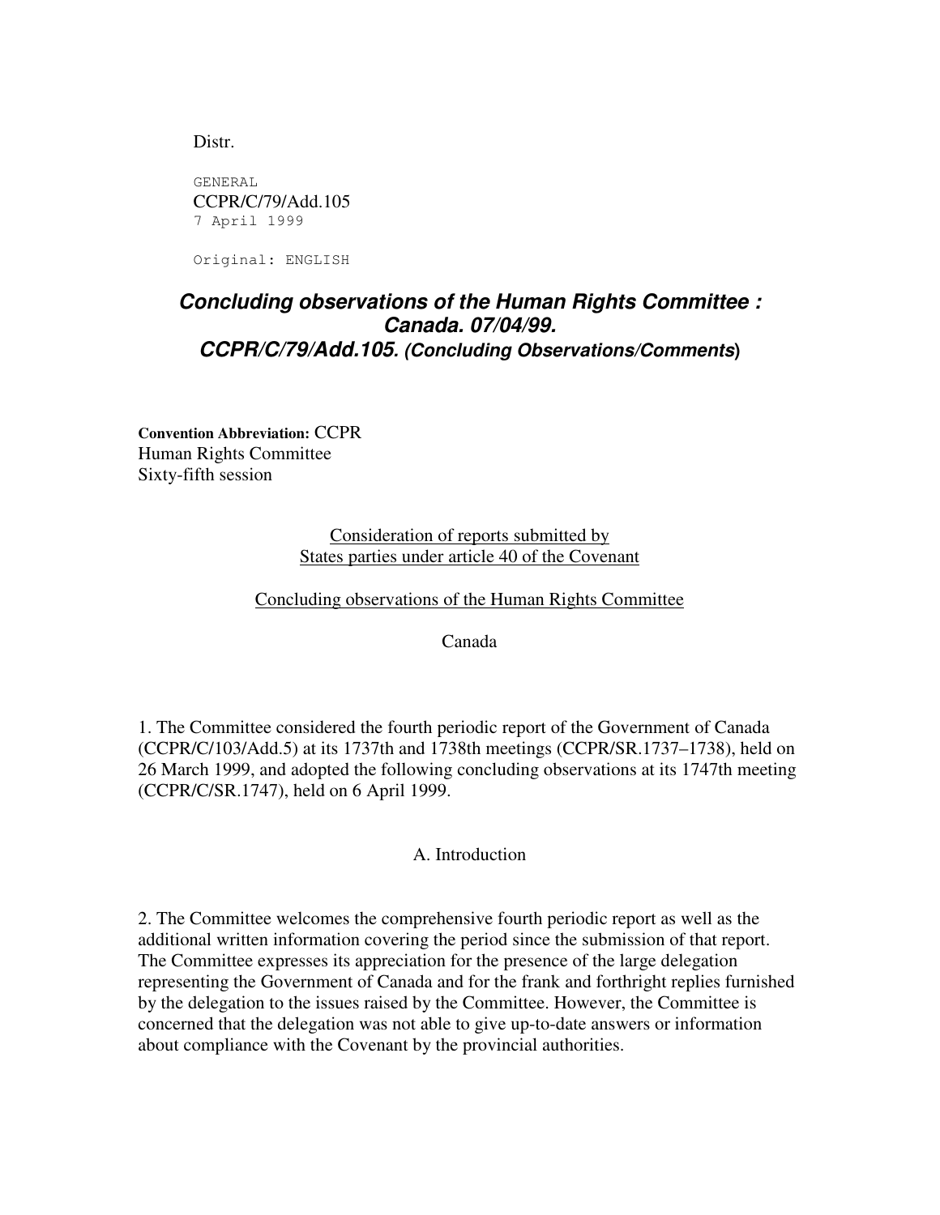Distr.

GENERAL

CCPR/C/79/Add.105

7 April 1999

Original: ENGLISH

# *Concluding observations of the Human Rights Committee : Canada. 07/04/99. CCPR/C/79/Add.105. (Concluding Observations/Comments)*

**Convention Abbreviation:** CCPR

Human Rights Committee

Sixty-fifth session

Consideration of reports submitted by States parties under article 40 of the Covenant

Concluding observations of the Human Rights Committee

Canada

1. The Committee considered the fourth periodic report of the Government of Canada (CCPR/C/103/Add.5) at its 1737th and 1738th meetings (CCPR/SR.1737–1738), held on 26 March 1999, and adopted the following concluding observations at its 1747th meeting (CCPR/C/SR.1747), held on 6 April 1999.

## A. Introduction

2. The Committee welcomes the comprehensive fourth periodic report as well as the additional written information covering the period since the submission of that report. The Committee expresses its appreciation for the presence of the large delegation representing the Government of Canada and for the frank and forthright replies furnished by the delegation to the issues raised by the Committee. However, the Committee is concerned that the delegation was not able to give up-to-date answers or information about compliance with the Covenant by the provincial authorities.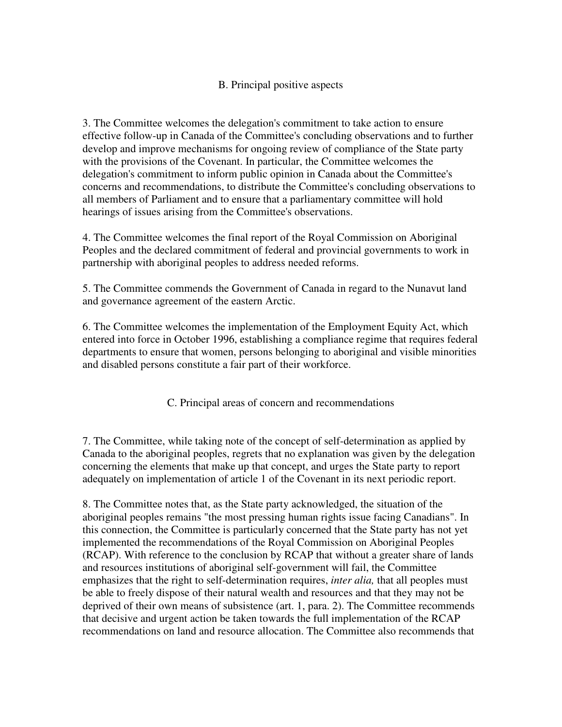## B. Principal positive aspects

3. The Committee welcomes the delegation's commitment to take action to ensure effective follow-up in Canada of the Committee's concluding observations and to further develop and improve mechanisms for ongoing review of compliance of the State party with the provisions of the Covenant. In particular, the Committee welcomes the delegation's commitment to inform public opinion in Canada about the Committee's concerns and recommendations, to distribute the Committee's concluding observations to all members of Parliament and to ensure that a parliamentary committee will hold hearings of issues arising from the Committee's observations.

4. The Committee welcomes the final report of the Royal Commission on Aboriginal Peoples and the declared commitment of federal and provincial governments to work in partnership with aboriginal peoples to address needed reforms.

5. The Committee commends the Government of Canada in regard to the Nunavut land and governance agreement of the eastern Arctic.

6. The Committee welcomes the implementation of the Employment Equity Act, which entered into force in October 1996, establishing a compliance regime that requires federal departments to ensure that women, persons belonging to aboriginal and visible minorities and disabled persons constitute a fair part of their workforce.

## C. Principal areas of concern and recommendations

7. The Committee, while taking note of the concept of self-determination as applied by Canada to the aboriginal peoples, regrets that no explanation was given by the delegation concerning the elements that make up that concept, and urges the State party to report adequately on implementation of article 1 of the Covenant in its next periodic report.

8. The Committee notes that, as the State party acknowledged, the situation of the aboriginal peoples remains "the most pressing human rights issue facing Canadians". In this connection, the Committee is particularly concerned that the State party has not yet implemented the recommendations of the Royal Commission on Aboriginal Peoples (RCAP). With reference to the conclusion by RCAP that without a greater share of lands and resources institutions of aboriginal self-government will fail, the Committee emphasizes that the right to self-determination requires, *inter alia,* that all peoples must be able to freely dispose of their natural wealth and resources and that they may not be deprived of their own means of subsistence (art. 1, para. 2). The Committee recommends that decisive and urgent action be taken towards the full implementation of the RCAP recommendations on land and resource allocation. The Committee also recommends that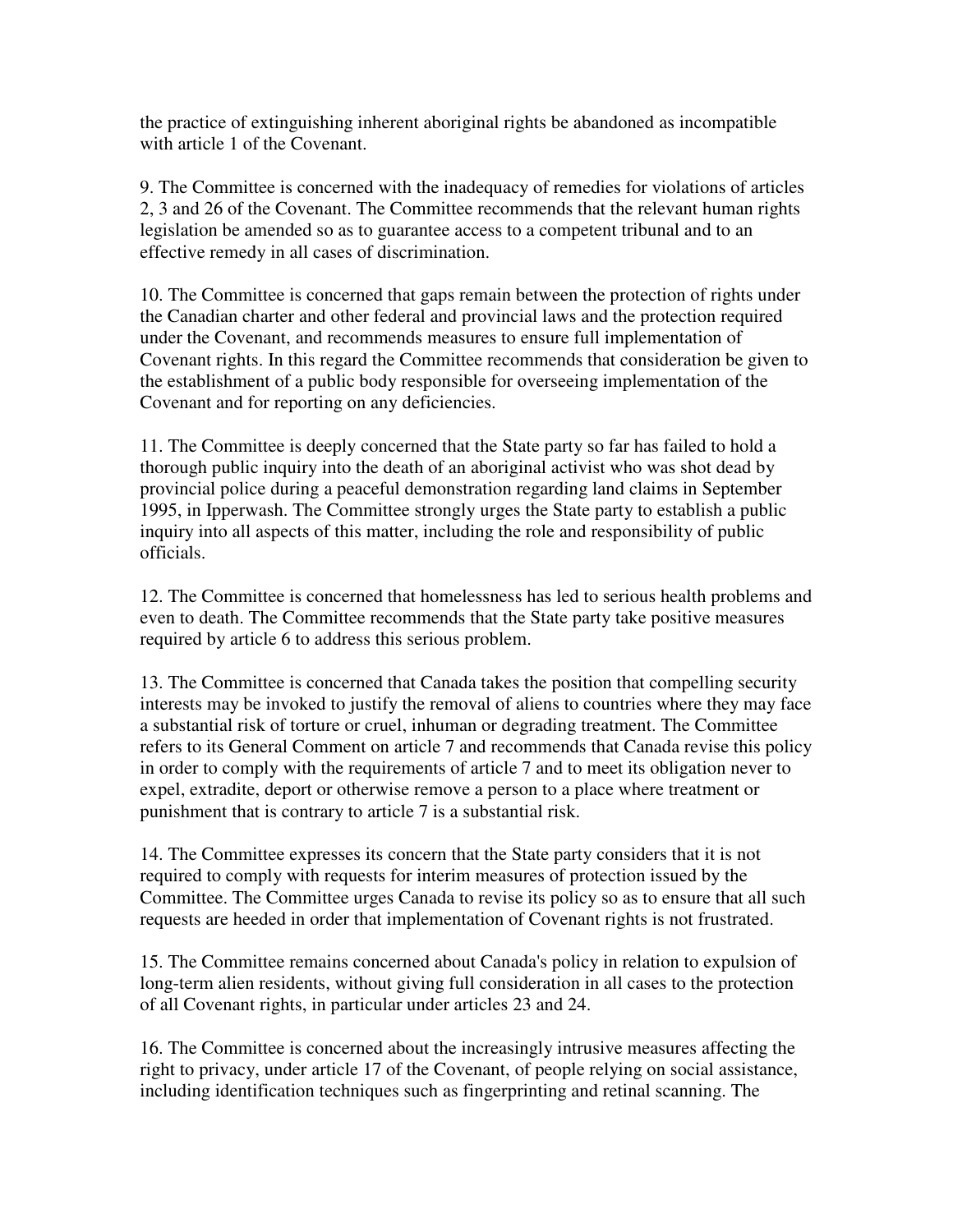the practice of extinguishing inherent aboriginal rights be abandoned as incompatible with article 1 of the Covenant.

9. The Committee is concerned with the inadequacy of remedies for violations of articles 2, 3 and 26 of the Covenant. The Committee recommends that the relevant human rights legislation be amended so as to guarantee access to a competent tribunal and to an effective remedy in all cases of discrimination.

10. The Committee is concerned that gaps remain between the protection of rights under the Canadian charter and other federal and provincial laws and the protection required under the Covenant, and recommends measures to ensure full implementation of Covenant rights. In this regard the Committee recommends that consideration be given to the establishment of a public body responsible for overseeing implementation of the Covenant and for reporting on any deficiencies.

11. The Committee is deeply concerned that the State party so far has failed to hold a thorough public inquiry into the death of an aboriginal activist who was shot dead by provincial police during a peaceful demonstration regarding land claims in September 1995, in Ipperwash. The Committee strongly urges the State party to establish a public inquiry into all aspects of this matter, including the role and responsibility of public officials.

12. The Committee is concerned that homelessness has led to serious health problems and even to death. The Committee recommends that the State party take positive measures required by article 6 to address this serious problem.

13. The Committee is concerned that Canada takes the position that compelling security interests may be invoked to justify the removal of aliens to countries where they may face a substantial risk of torture or cruel, inhuman or degrading treatment. The Committee refers to its General Comment on article 7 and recommends that Canada revise this policy in order to comply with the requirements of article 7 and to meet its obligation never to expel, extradite, deport or otherwise remove a person to a place where treatment or punishment that is contrary to article 7 is a substantial risk.

14. The Committee expresses its concern that the State party considers that it is not required to comply with requests for interim measures of protection issued by the Committee. The Committee urges Canada to revise its policy so as to ensure that all such requests are heeded in order that implementation of Covenant rights is not frustrated.

15. The Committee remains concerned about Canada's policy in relation to expulsion of long-term alien residents, without giving full consideration in all cases to the protection of all Covenant rights, in particular under articles 23 and 24.

16. The Committee is concerned about the increasingly intrusive measures affecting the right to privacy, under article 17 of the Covenant, of people relying on social assistance, including identification techniques such as fingerprinting and retinal scanning. The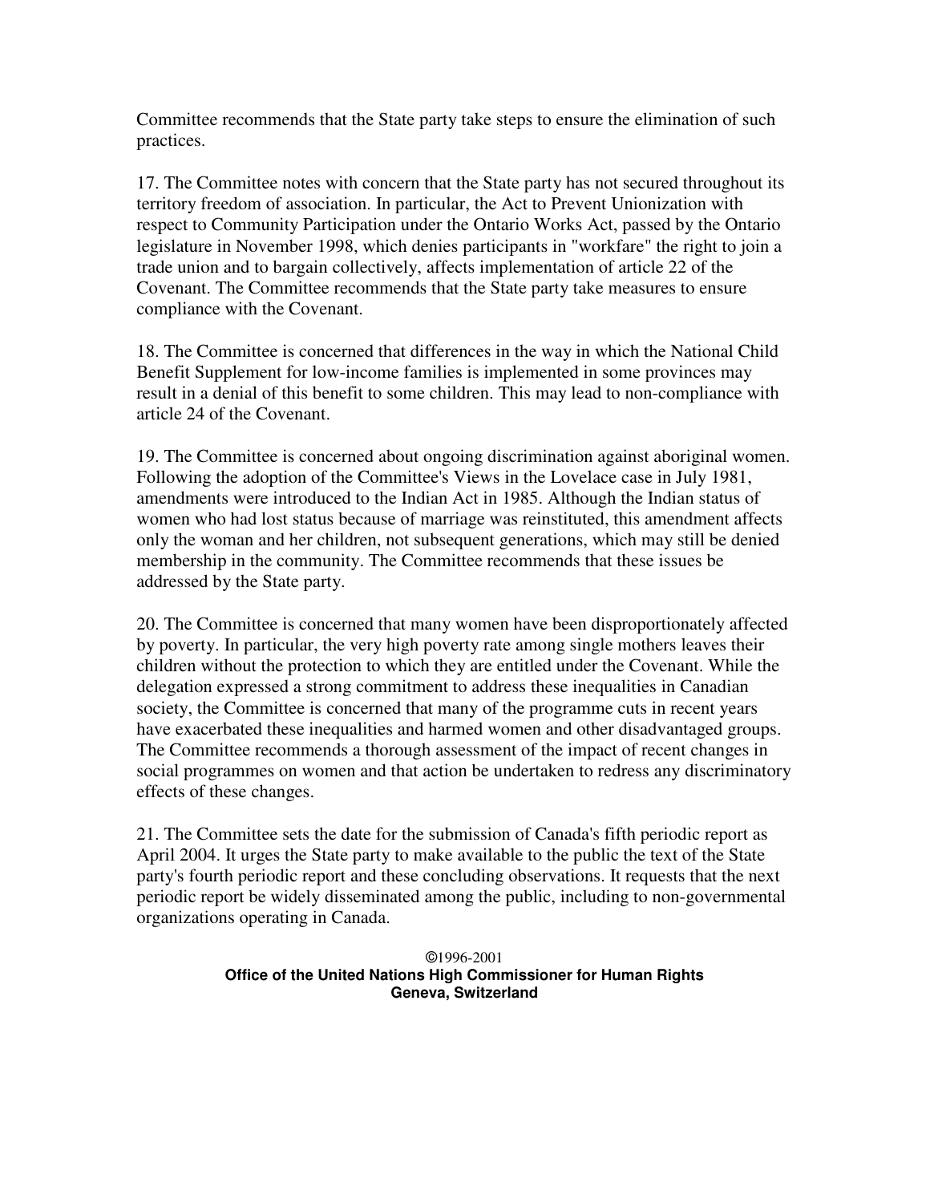Committee recommends that the State party take steps to ensure the elimination of such practices.

17. The Committee notes with concern that the State party has not secured throughout its territory freedom of association. In particular, the Act to Prevent Unionization with respect to Community Participation under the Ontario Works Act, passed by the Ontario legislature in November 1998, which denies participants in "workfare" the right to join a trade union and to bargain collectively, affects implementation of article 22 of the Covenant. The Committee recommends that the State party take measures to ensure compliance with the Covenant.

18. The Committee is concerned that differences in the way in which the National Child Benefit Supplement for low-income families is implemented in some provinces may result in a denial of this benefit to some children. This may lead to non-compliance with article 24 of the Covenant.

19. The Committee is concerned about ongoing discrimination against aboriginal women. Following the adoption of the Committee's Views in the Lovelace case in July 1981, amendments were introduced to the Indian Act in 1985. Although the Indian status of women who had lost status because of marriage was reinstituted, this amendment affects only the woman and her children, not subsequent generations, which may still be denied membership in the community. The Committee recommends that these issues be addressed by the State party.

20. The Committee is concerned that many women have been disproportionately affected by poverty. In particular, the very high poverty rate among single mothers leaves their children without the protection to which they are entitled under the Covenant. While the delegation expressed a strong commitment to address these inequalities in Canadian society, the Committee is concerned that many of the programme cuts in recent years have exacerbated these inequalities and harmed women and other disadvantaged groups. The Committee recommends a thorough assessment of the impact of recent changes in social programmes on women and that action be undertaken to redress any discriminatory effects of these changes.

21. The Committee sets the date for the submission of Canada's fifth periodic report as April 2004. It urges the State party to make available to the public the text of the State party's fourth periodic report and these concluding observations. It requests that the next periodic report be widely disseminated among the public, including to non-governmental organizations operating in Canada.

©1996-2001
**Office of the United Nations High Commissioner for Human Rights**
**Geneva, Switzerland**